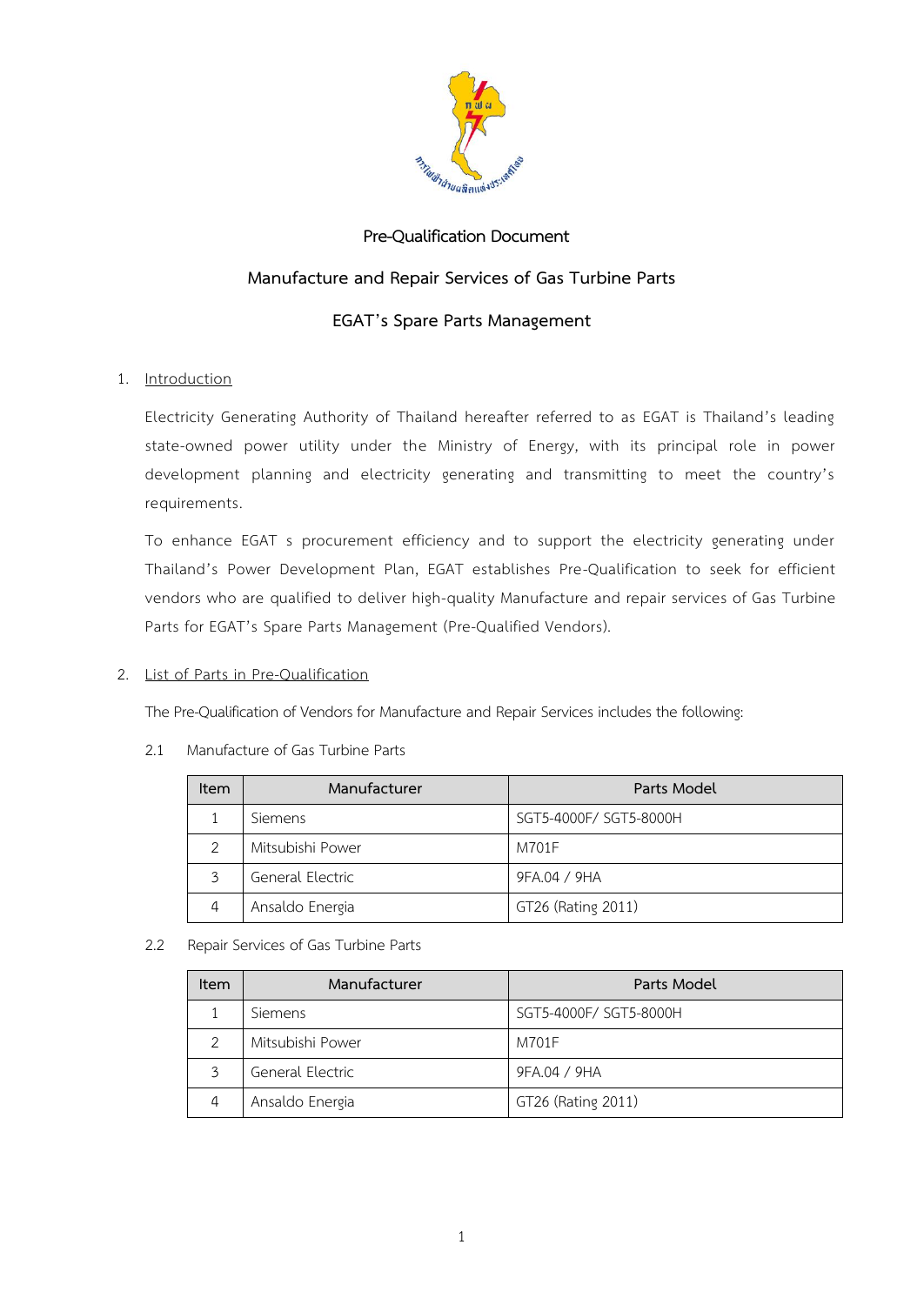# Pre-Qualification Document

## Manufacture and Repair Services of Gas Turbine Parts

## EGAT's Spare Parts Management

1. Introduction

Electricity Generating Authority of Thailand hereafter referred to as EGAT is Thailand's leading state-owned power utility under the Ministry of Energy, with its principal role in power development planning and electricity generating and transmitting to meet the country's requirements.

To enhance EGAT s procurement efficiency and to support the electricity generating under Thailand's Power Development Plan, EGAT establishes Pre-Qualification to seek for efficient vendors who are qualified to deliver high-quality Manufacture and repair services of Gas Turbine Parts for EGAT's Spare Parts Management (Pre-Qualified Vendors).

2. List of Parts in Pre-Qualification

The Pre-Qualification of Vendors for Manufacture and Repair Services includes the following:

2.1 Manufacture of Gas Turbine Parts

| Item | Manufacturer | Parts Model |
|---|---|---|
| 1 | Siemens | SGT5-4000F/ SGT5-8000H |
| 2 | Mitsubishi Power | M701F |
| 3 | General Electric | 9FA.04 / 9HA |
| 4 | Ansaldo Energia | GT26 (Rating 2011) |

2.2 Repair Services of Gas Turbine Parts

| Item | Manufacturer | Parts Model |
|---|---|---|
| 1 | Siemens | SGT5-4000F/ SGT5-8000H |
| 2 | Mitsubishi Power | M701F |
| 3 | General Electric | 9FA.04 / 9HA |
| 4 | Ansaldo Energia | GT26 (Rating 2011) |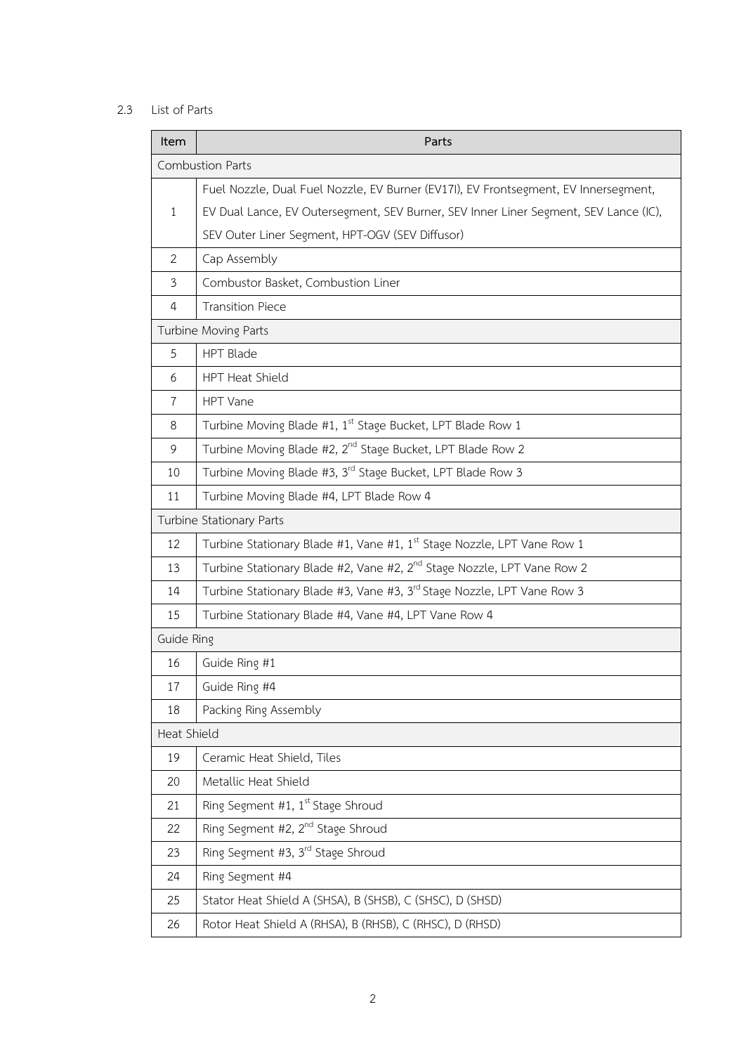## 2.3 List of Parts

| Item | Parts |
|---|---|
| Combustion Parts | |
| 1 | Fuel Nozzle, Dual Fuel Nozzle, EV Burner (EV17I), EV Frontsegment, EV Innersegment, EV Dual Lance, EV Outersegment, SEV Burner, SEV Inner Liner Segment, SEV Lance (IC), SEV Outer Liner Segment, HPT-OGV (SEV Diffusor) |
| 2 | Cap Assembly |
| 3 | Combustor Basket, Combustion Liner |
| 4 | Transition Piece |
| Turbine Moving Parts | |
| 5 | HPT Blade |
| 6 | HPT Heat Shield |
| 7 | HPT Vane |
| 8 | Turbine Moving Blade #1, 1st Stage Bucket, LPT Blade Row 1 |
| 9 | Turbine Moving Blade #2, 2nd Stage Bucket, LPT Blade Row 2 |
| 10 | Turbine Moving Blade #3, 3rd Stage Bucket, LPT Blade Row 3 |
| 11 | Turbine Moving Blade #4, LPT Blade Row 4 |
| Turbine Stationary Parts | |
| 12 | Turbine Stationary Blade #1, Vane #1, 1st Stage Nozzle, LPT Vane Row 1 |
| 13 | Turbine Stationary Blade #2, Vane #2, 2nd Stage Nozzle, LPT Vane Row 2 |
| 14 | Turbine Stationary Blade #3, Vane #3, 3rd Stage Nozzle, LPT Vane Row 3 |
| 15 | Turbine Stationary Blade #4, Vane #4, LPT Vane Row 4 |
| Guide Ring | |
| 16 | Guide Ring #1 |
| 17 | Guide Ring #4 |
| 18 | Packing Ring Assembly |
| Heat Shield | |
| 19 | Ceramic Heat Shield, Tiles |
| 20 | Metallic Heat Shield |
| 21 | Ring Segment #1, 1st Stage Shroud |
| 22 | Ring Segment #2, 2nd Stage Shroud |
| 23 | Ring Segment #3, 3rd Stage Shroud |
| 24 | Ring Segment #4 |
| 25 | Stator Heat Shield A (SHSA), B (SHSB), C (SHSC), D (SHSD) |
| 26 | Rotor Heat Shield A (RHSA), B (RHSB), C (RHSC), D (RHSD) |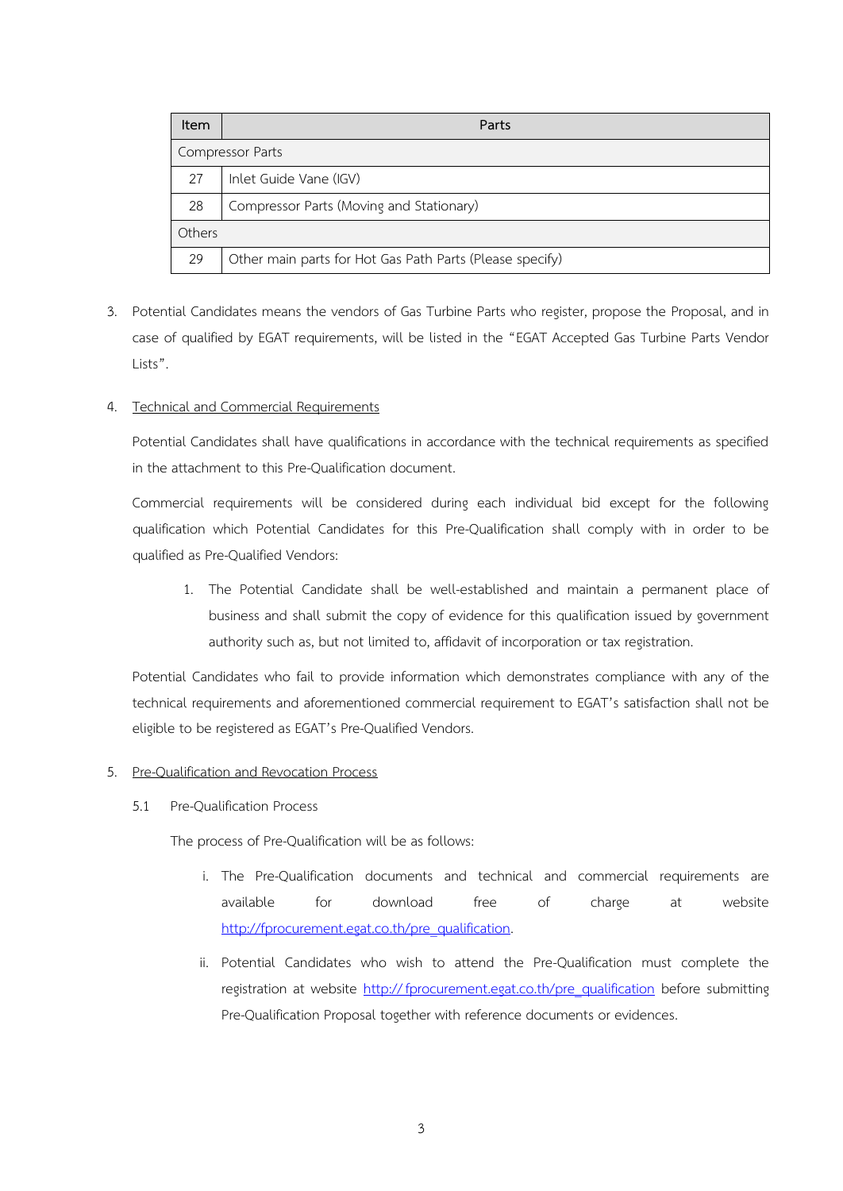| Item | Parts |
|---|---|
| Compressor Parts | |
| 27 | Inlet Guide Vane (IGV) |
| 28 | Compressor Parts (Moving and Stationary) |
| Others | |
| 29 | Other main parts for Hot Gas Path Parts (Please specify) |

3. Potential Candidates means the vendors of Gas Turbine Parts who register, propose the Proposal, and in case of qualified by EGAT requirements, will be listed in the "EGAT Accepted Gas Turbine Parts Vendor Lists".

4. Technical and Commercial Requirements

   Potential Candidates shall have qualifications in accordance with the technical requirements as specified in the attachment to this Pre-Qualification document.

   Commercial requirements will be considered during each individual bid except for the following qualification which Potential Candidates for this Pre-Qualification shall comply with in order to be qualified as Pre-Qualified Vendors:

   1. The Potential Candidate shall be well-established and maintain a permanent place of business and shall submit the copy of evidence for this qualification issued by government authority such as, but not limited to, affidavit of incorporation or tax registration.

   Potential Candidates who fail to provide information which demonstrates compliance with any of the technical requirements and aforementioned commercial requirement to EGAT's satisfaction shall not be eligible to be registered as EGAT's Pre-Qualified Vendors.

5. Pre-Qualification and Revocation Process

   5.1 Pre-Qualification Process

   The process of Pre-Qualification will be as follows:

   i. The Pre-Qualification documents and technical and commercial requirements are available for download free of charge at website http://fprocurement.egat.co.th/pre_qualification.

   ii. Potential Candidates who wish to attend the Pre-Qualification must complete the registration at website http:// fprocurement.egat.co.th/pre_qualification before submitting Pre-Qualification Proposal together with reference documents or evidences.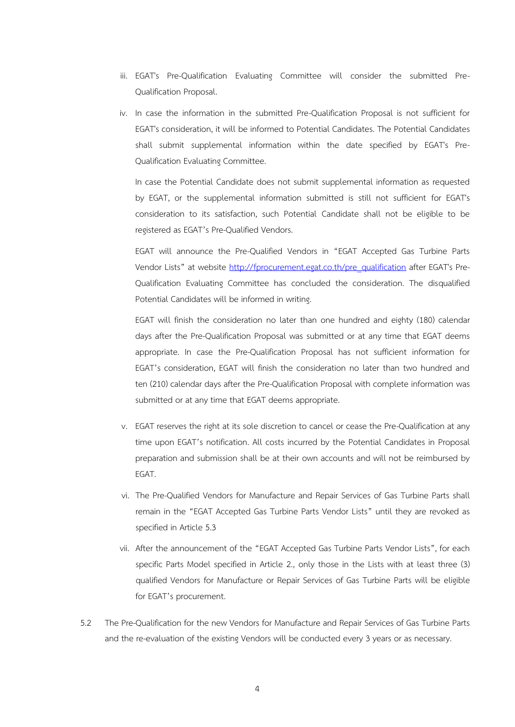iii. EGAT's Pre-Qualification Evaluating Committee will consider the submitted Pre-Qualification Proposal.

iv. In case the information in the submitted Pre-Qualification Proposal is not sufficient for EGAT's consideration, it will be informed to Potential Candidates. The Potential Candidates shall submit supplemental information within the date specified by EGAT's Pre-Qualification Evaluating Committee.

    In case the Potential Candidate does not submit supplemental information as requested by EGAT, or the supplemental information submitted is still not sufficient for EGAT's consideration to its satisfaction, such Potential Candidate shall not be eligible to be registered as EGAT's Pre-Qualified Vendors.

    EGAT will announce the Pre-Qualified Vendors in "EGAT Accepted Gas Turbine Parts Vendor Lists" at website [http://fprocurement.egat.co.th/pre_qualification](http://fprocurement.egat.co.th/pre_qualification) after EGAT's Pre-Qualification Evaluating Committee has concluded the consideration. The disqualified Potential Candidates will be informed in writing.

    EGAT will finish the consideration no later than one hundred and eighty (180) calendar days after the Pre-Qualification Proposal was submitted or at any time that EGAT deems appropriate. In case the Pre-Qualification Proposal has not sufficient information for EGAT's consideration, EGAT will finish the consideration no later than two hundred and ten (210) calendar days after the Pre-Qualification Proposal with complete information was submitted or at any time that EGAT deems appropriate.

v. EGAT reserves the right at its sole discretion to cancel or cease the Pre-Qualification at any time upon EGAT's notification. All costs incurred by the Potential Candidates in Proposal preparation and submission shall be at their own accounts and will not be reimbursed by EGAT.

vi. The Pre-Qualified Vendors for Manufacture and Repair Services of Gas Turbine Parts shall remain in the "EGAT Accepted Gas Turbine Parts Vendor Lists" until they are revoked as specified in Article 5.3

vii. After the announcement of the "EGAT Accepted Gas Turbine Parts Vendor Lists", for each specific Parts Model specified in Article 2., only those in the Lists with at least three (3) qualified Vendors for Manufacture or Repair Services of Gas Turbine Parts will be eligible for EGAT's procurement.

5.2 The Pre-Qualification for the new Vendors for Manufacture and Repair Services of Gas Turbine Parts and the re-evaluation of the existing Vendors will be conducted every 3 years or as necessary.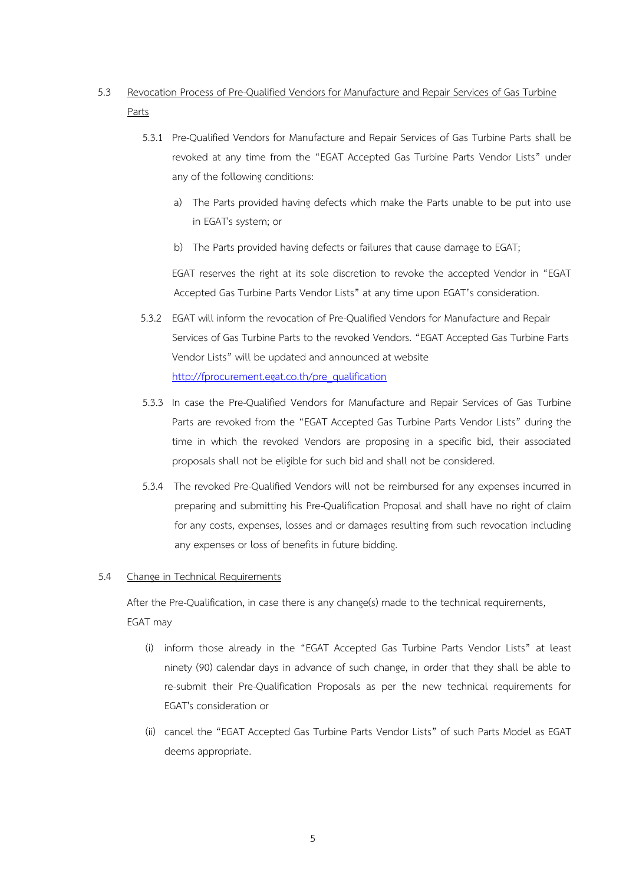5.3 Revocation Process of Pre-Qualified Vendors for Manufacture and Repair Services of Gas Turbine Parts

5.3.1 Pre-Qualified Vendors for Manufacture and Repair Services of Gas Turbine Parts shall be revoked at any time from the "EGAT Accepted Gas Turbine Parts Vendor Lists" under any of the following conditions:

a) The Parts provided having defects which make the Parts unable to be put into use in EGAT's system; or

b) The Parts provided having defects or failures that cause damage to EGAT;

EGAT reserves the right at its sole discretion to revoke the accepted Vendor in "EGAT Accepted Gas Turbine Parts Vendor Lists" at any time upon EGAT's consideration.

5.3.2 EGAT will inform the revocation of Pre-Qualified Vendors for Manufacture and Repair Services of Gas Turbine Parts to the revoked Vendors. "EGAT Accepted Gas Turbine Parts Vendor Lists" will be updated and announced at website http://fprocurement.egat.co.th/pre_qualification

5.3.3 In case the Pre-Qualified Vendors for Manufacture and Repair Services of Gas Turbine Parts are revoked from the "EGAT Accepted Gas Turbine Parts Vendor Lists" during the time in which the revoked Vendors are proposing in a specific bid, their associated proposals shall not be eligible for such bid and shall not be considered.

5.3.4 The revoked Pre-Qualified Vendors will not be reimbursed for any expenses incurred in preparing and submitting his Pre-Qualification Proposal and shall have no right of claim for any costs, expenses, losses and or damages resulting from such revocation including any expenses or loss of benefits in future bidding.

5.4 Change in Technical Requirements

After the Pre-Qualification, in case there is any change(s) made to the technical requirements, EGAT may

(i) inform those already in the "EGAT Accepted Gas Turbine Parts Vendor Lists" at least ninety (90) calendar days in advance of such change, in order that they shall be able to re-submit their Pre-Qualification Proposals as per the new technical requirements for EGAT's consideration or

(ii) cancel the "EGAT Accepted Gas Turbine Parts Vendor Lists" of such Parts Model as EGAT deems appropriate.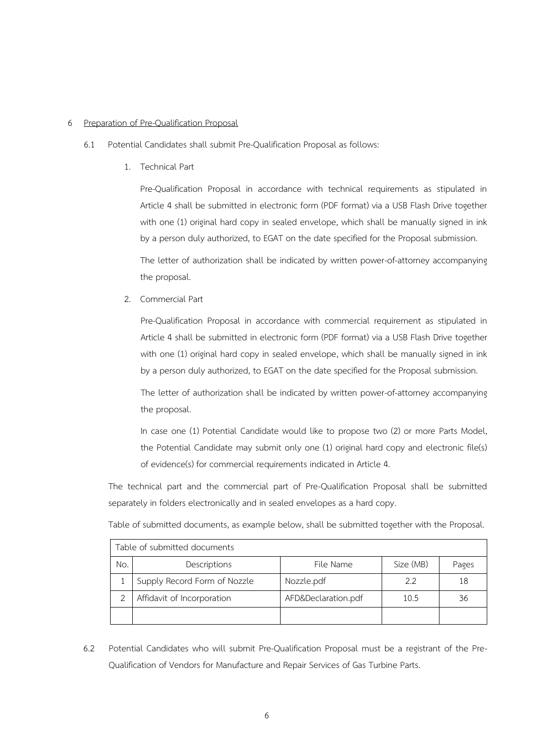## 6 Preparation of Pre-Qualification Proposal

6.1 Potential Candidates shall submit Pre-Qualification Proposal as follows:

1. Technical Part

   Pre-Qualification Proposal in accordance with technical requirements as stipulated in Article 4 shall be submitted in electronic form (PDF format) via a USB Flash Drive together with one (1) original hard copy in sealed envelope, which shall be manually signed in ink by a person duly authorized, to EGAT on the date specified for the Proposal submission.

   The letter of authorization shall be indicated by written power-of-attorney accompanying the proposal.

2. Commercial Part

   Pre-Qualification Proposal in accordance with commercial requirement as stipulated in Article 4 shall be submitted in electronic form (PDF format) via a USB Flash Drive together with one (1) original hard copy in sealed envelope, which shall be manually signed in ink by a person duly authorized, to EGAT on the date specified for the Proposal submission.

   The letter of authorization shall be indicated by written power-of-attorney accompanying the proposal.

   In case one (1) Potential Candidate would like to propose two (2) or more Parts Model, the Potential Candidate may submit only one (1) original hard copy and electronic file(s) of evidence(s) for commercial requirements indicated in Article 4.

The technical part and the commercial part of Pre-Qualification Proposal shall be submitted separately in folders electronically and in sealed envelopes as a hard copy.

Table of submitted documents, as example below, shall be submitted together with the Proposal.

| Table of submitted documents | | | | |
|---|---|---|---|---|
| No. | Descriptions | File Name | Size (MB) | Pages |
| 1 | Supply Record Form of Nozzle | Nozzle.pdf | 2.2 | 18 |
| 2 | Affidavit of Incorporation | AFD&Declaration.pdf | 10.5 | 36 |
| | | | | |

6.2 Potential Candidates who will submit Pre-Qualification Proposal must be a registrant of the Pre-Qualification of Vendors for Manufacture and Repair Services of Gas Turbine Parts.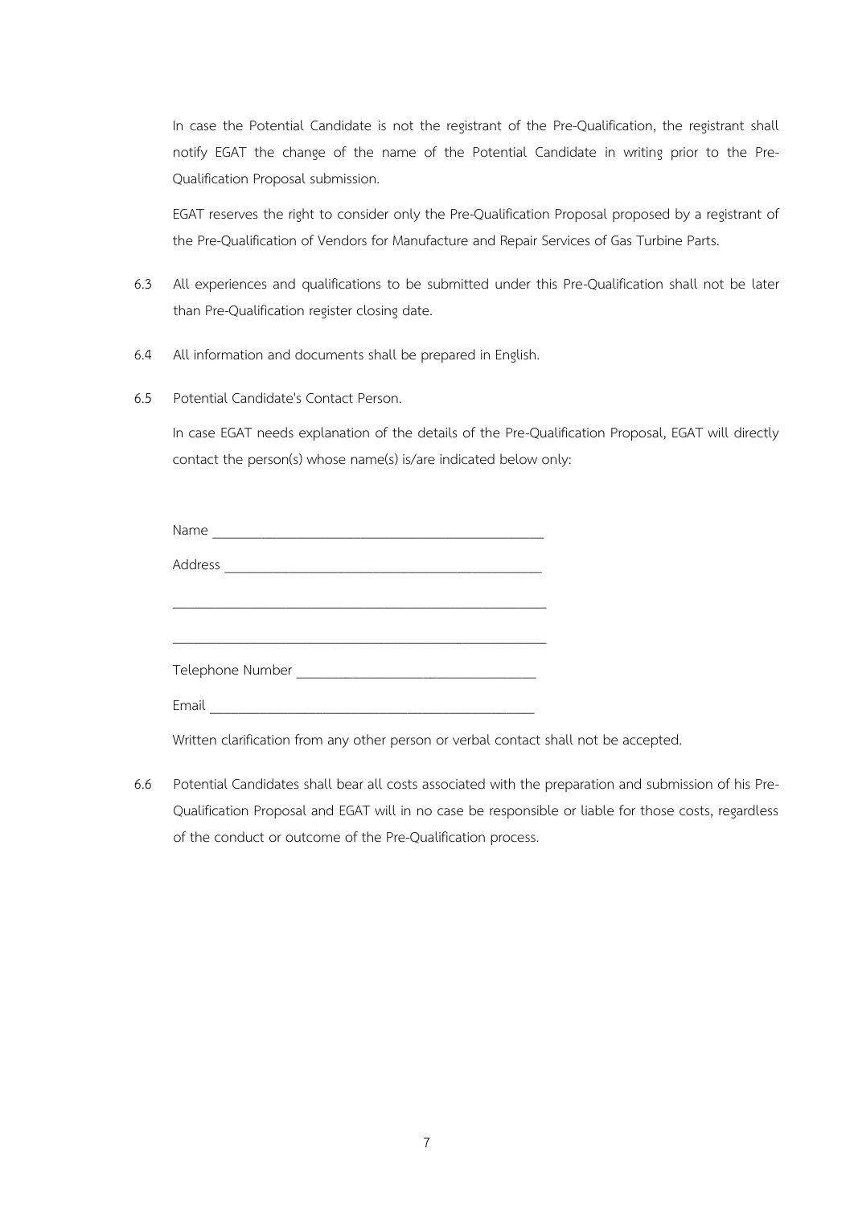In case the Potential Candidate is not the registrant of the Pre-Qualification, the registrant shall notify EGAT the change of the name of the Potential Candidate in writing prior to the Pre-Qualification Proposal submission.

EGAT reserves the right to consider only the Pre-Qualification Proposal proposed by a registrant of the Pre-Qualification of Vendors for Manufacture and Repair Services of Gas Turbine Parts.

6.3 All experiences and qualifications to be submitted under this Pre-Qualification shall not be later than Pre-Qualification register closing date.

6.4 All information and documents shall be prepared in English.

6.5 Potential Candidate's Contact Person.

In case EGAT needs explanation of the details of the Pre-Qualification Proposal, EGAT will directly contact the person(s) whose name(s) is/are indicated below only:

Name ____________________________________________

Address __________________________________________

________________________________________________

________________________________________________

Telephone Number ________________________________

Email ____________________________________________

Written clarification from any other person or verbal contact shall not be accepted.

6.6 Potential Candidates shall bear all costs associated with the preparation and submission of his Pre-Qualification Proposal and EGAT will in no case be responsible or liable for those costs, regardless of the conduct or outcome of the Pre-Qualification process.